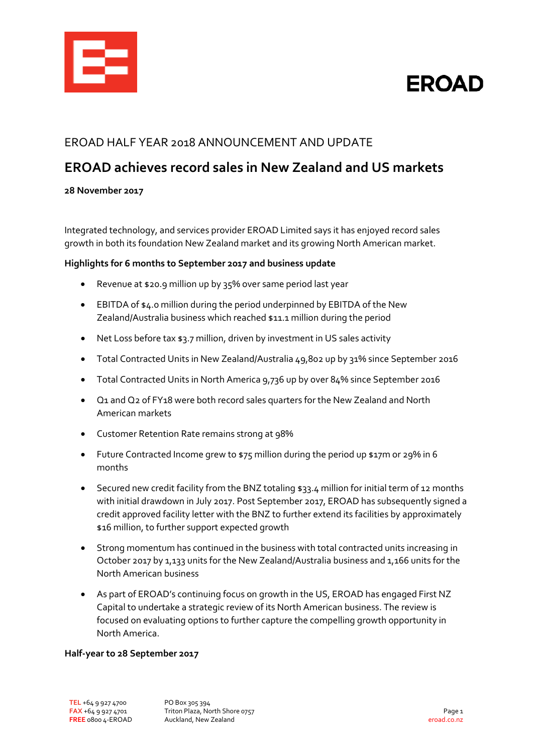EROAD HALF YEAR 2018 ANNOUNCEMENT AND UPDATE

# EROAD achieves record sales in New Zealand and US markets

**28 November 2017**

Integrated technology, and services provider EROAD Limited says it has enjoyed record sales growth in both its foundation New Zealand market and its growing North American market.

**Highlights for 6 months to September 2017 and business update**

- Revenue at $20.9 million up by 35% over same period last year
- EBITDA of $4.0 million during the period underpinned by EBITDA of the New Zealand/Australia business which reached $11.1 million during the period
- Net Loss before tax $3.7 million, driven by investment in US sales activity
- Total Contracted Units in New Zealand/Australia 49,802 up by 31% since September 2016
- Total Contracted Units in North America 9,736 up by over 84% since September 2016
- Q1 and Q2 of FY18 were both record sales quarters for the New Zealand and North American markets
- Customer Retention Rate remains strong at 98%
- Future Contracted Income grew to $75 million during the period up $17m or 29% in 6 months
- Secured new credit facility from the BNZ totaling $33.4 million for initial term of 12 months with initial drawdown in July 2017. Post September 2017, EROAD has subsequently signed a credit approved facility letter with the BNZ to further extend its facilities by approximately $16 million, to further support expected growth
- Strong momentum has continued in the business with total contracted units increasing in October 2017 by 1,133 units for the New Zealand/Australia business and 1,166 units for the North American business
- As part of EROAD's continuing focus on growth in the US, EROAD has engaged First NZ Capital to undertake a strategic review of its North American business. The review is focused on evaluating options to further capture the compelling growth opportunity in North America.

**Half-year to 28 September 2017**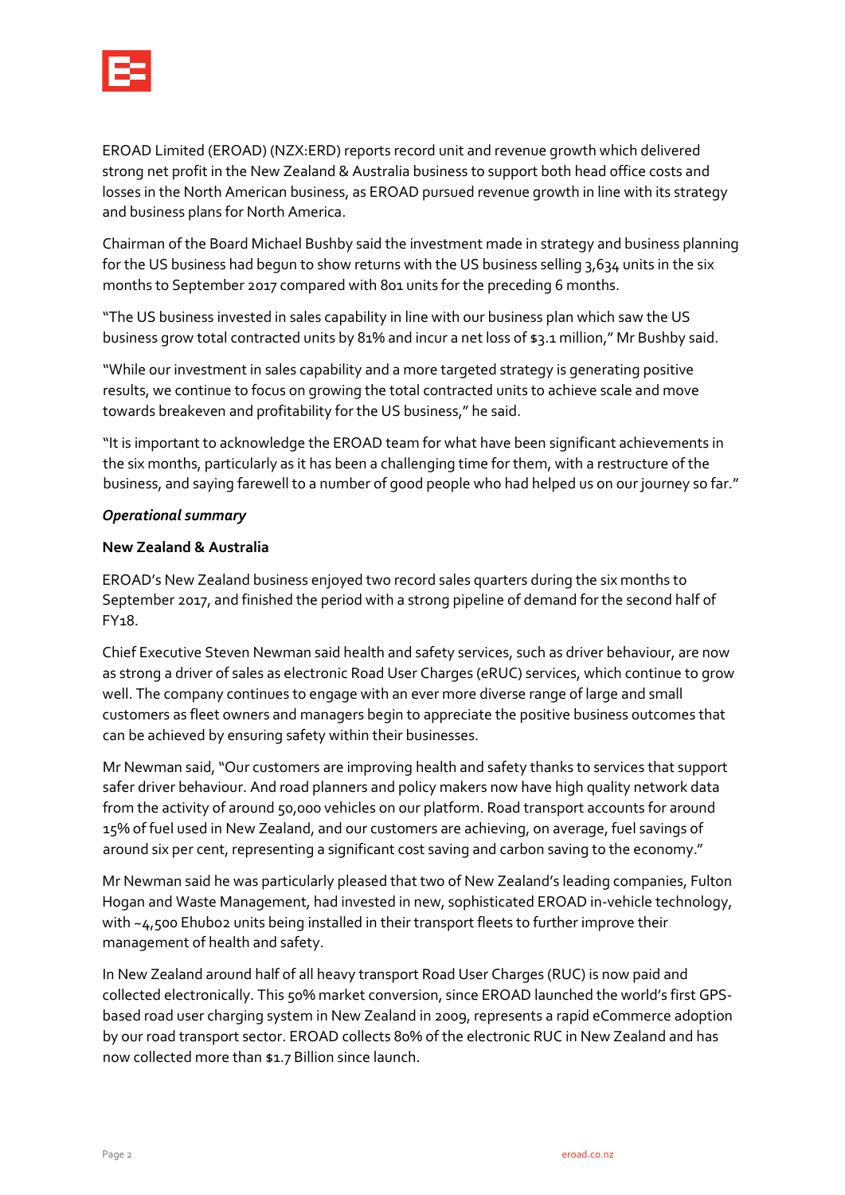EROAD Limited (EROAD) (NZX:ERD) reports record unit and revenue growth which delivered strong net profit in the New Zealand & Australia business to support both head office costs and losses in the North American business, as EROAD pursued revenue growth in line with its strategy and business plans for North America.

Chairman of the Board Michael Bushby said the investment made in strategy and business planning for the US business had begun to show returns with the US business selling 3,634 units in the six months to September 2017 compared with 801 units for the preceding 6 months.

"The US business invested in sales capability in line with our business plan which saw the US business grow total contracted units by 81% and incur a net loss of $3.1 million," Mr Bushby said.

"While our investment in sales capability and a more targeted strategy is generating positive results, we continue to focus on growing the total contracted units to achieve scale and move towards breakeven and profitability for the US business," he said.

"It is important to acknowledge the EROAD team for what have been significant achievements in the six months, particularly as it has been a challenging time for them, with a restructure of the business, and saying farewell to a number of good people who had helped us on our journey so far."

***Operational summary***

**New Zealand & Australia**

EROAD's New Zealand business enjoyed two record sales quarters during the six months to September 2017, and finished the period with a strong pipeline of demand for the second half of FY18.

Chief Executive Steven Newman said health and safety services, such as driver behaviour, are now as strong a driver of sales as electronic Road User Charges (eRUC) services, which continue to grow well. The company continues to engage with an ever more diverse range of large and small customers as fleet owners and managers begin to appreciate the positive business outcomes that can be achieved by ensuring safety within their businesses.

Mr Newman said, "Our customers are improving health and safety thanks to services that support safer driver behaviour. And road planners and policy makers now have high quality network data from the activity of around 50,000 vehicles on our platform. Road transport accounts for around 15% of fuel used in New Zealand, and our customers are achieving, on average, fuel savings of around six per cent, representing a significant cost saving and carbon saving to the economy."

Mr Newman said he was particularly pleased that two of New Zealand's leading companies, Fulton Hogan and Waste Management, had invested in new, sophisticated EROAD in-vehicle technology, with ~4,500 Ehubo2 units being installed in their transport fleets to further improve their management of health and safety.

In New Zealand around half of all heavy transport Road User Charges (RUC) is now paid and collected electronically. This 50% market conversion, since EROAD launched the world's first GPS-based road user charging system in New Zealand in 2009, represents a rapid eCommerce adoption by our road transport sector. EROAD collects 80% of the electronic RUC in New Zealand and has now collected more than $1.7 Billion since launch.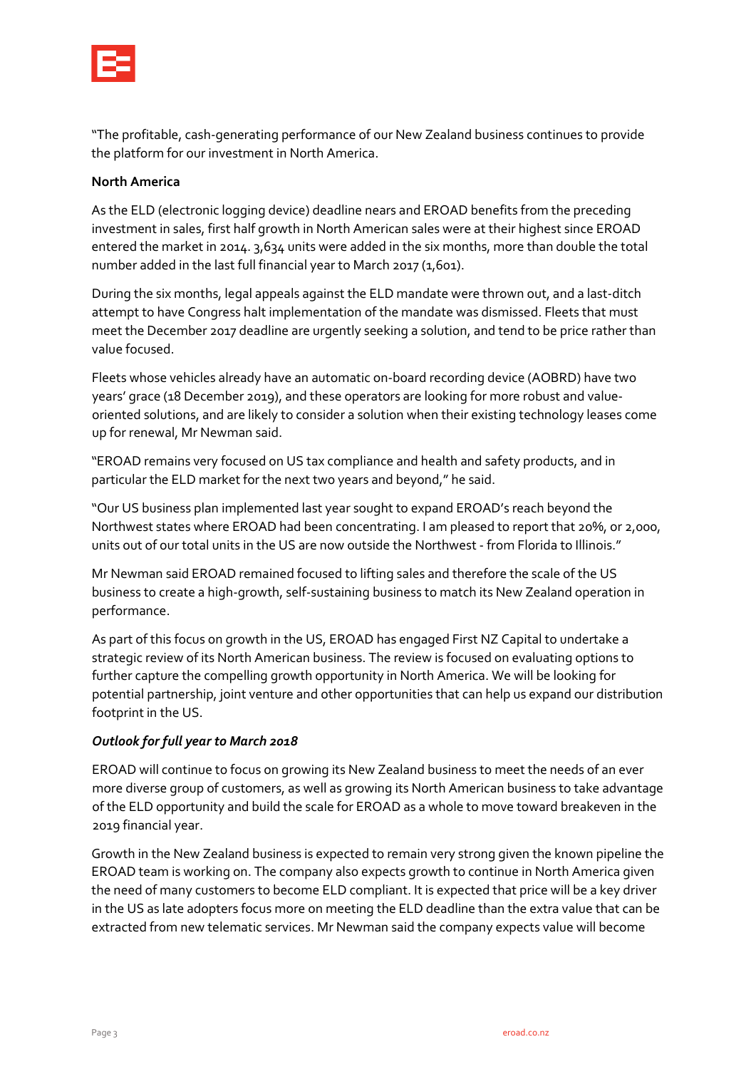"The profitable, cash-generating performance of our New Zealand business continues to provide the platform for our investment in North America.

**North America**

As the ELD (electronic logging device) deadline nears and EROAD benefits from the preceding investment in sales, first half growth in North American sales were at their highest since EROAD entered the market in 2014. 3,634 units were added in the six months, more than double the total number added in the last full financial year to March 2017 (1,601).

During the six months, legal appeals against the ELD mandate were thrown out, and a last-ditch attempt to have Congress halt implementation of the mandate was dismissed. Fleets that must meet the December 2017 deadline are urgently seeking a solution, and tend to be price rather than value focused.

Fleets whose vehicles already have an automatic on-board recording device (AOBRD) have two years' grace (18 December 2019), and these operators are looking for more robust and value-oriented solutions, and are likely to consider a solution when their existing technology leases come up for renewal, Mr Newman said.

"EROAD remains very focused on US tax compliance and health and safety products, and in particular the ELD market for the next two years and beyond," he said.

"Our US business plan implemented last year sought to expand EROAD's reach beyond the Northwest states where EROAD had been concentrating. I am pleased to report that 20%, or 2,000, units out of our total units in the US are now outside the Northwest - from Florida to Illinois."

Mr Newman said EROAD remained focused to lifting sales and therefore the scale of the US business to create a high-growth, self-sustaining business to match its New Zealand operation in performance.

As part of this focus on growth in the US, EROAD has engaged First NZ Capital to undertake a strategic review of its North American business. The review is focused on evaluating options to further capture the compelling growth opportunity in North America. We will be looking for potential partnership, joint venture and other opportunities that can help us expand our distribution footprint in the US.

***Outlook for full year to March 2018***

EROAD will continue to focus on growing its New Zealand business to meet the needs of an ever more diverse group of customers, as well as growing its North American business to take advantage of the ELD opportunity and build the scale for EROAD as a whole to move toward breakeven in the 2019 financial year.

Growth in the New Zealand business is expected to remain very strong given the known pipeline the EROAD team is working on. The company also expects growth to continue in North America given the need of many customers to become ELD compliant. It is expected that price will be a key driver in the US as late adopters focus more on meeting the ELD deadline than the extra value that can be extracted from new telematic services. Mr Newman said the company expects value will become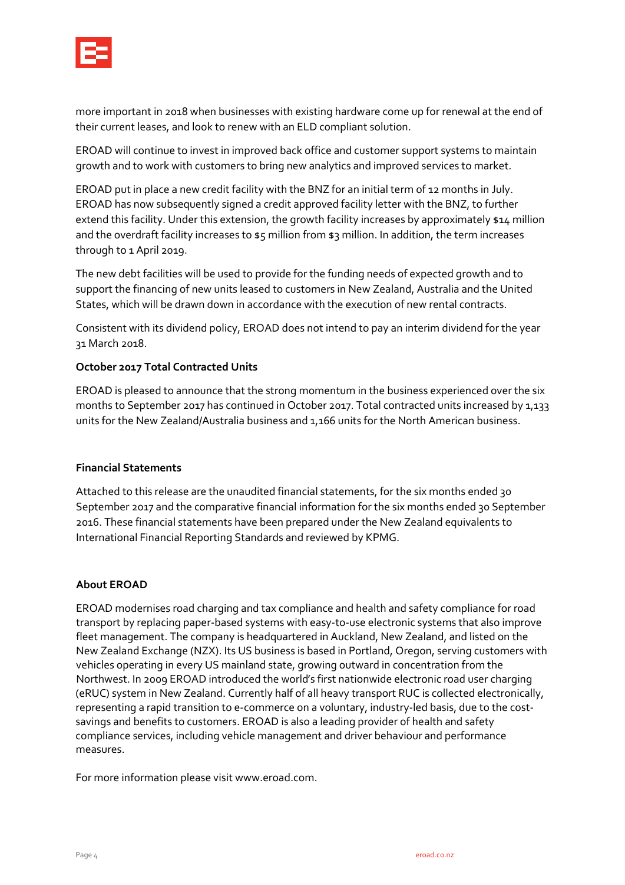more important in 2018 when businesses with existing hardware come up for renewal at the end of their current leases, and look to renew with an ELD compliant solution.

EROAD will continue to invest in improved back office and customer support systems to maintain growth and to work with customers to bring new analytics and improved services to market.

EROAD put in place a new credit facility with the BNZ for an initial term of 12 months in July. EROAD has now subsequently signed a credit approved facility letter with the BNZ, to further extend this facility. Under this extension, the growth facility increases by approximately $14 million and the overdraft facility increases to $5 million from $3 million. In addition, the term increases through to 1 April 2019.

The new debt facilities will be used to provide for the funding needs of expected growth and to support the financing of new units leased to customers in New Zealand, Australia and the United States, which will be drawn down in accordance with the execution of new rental contracts.

Consistent with its dividend policy, EROAD does not intend to pay an interim dividend for the year 31 March 2018.

**October 2017 Total Contracted Units**

EROAD is pleased to announce that the strong momentum in the business experienced over the six months to September 2017 has continued in October 2017. Total contracted units increased by 1,133 units for the New Zealand/Australia business and 1,166 units for the North American business.

**Financial Statements**

Attached to this release are the unaudited financial statements, for the six months ended 30 September 2017 and the comparative financial information for the six months ended 30 September 2016. These financial statements have been prepared under the New Zealand equivalents to International Financial Reporting Standards and reviewed by KPMG.

**About EROAD**

EROAD modernises road charging and tax compliance and health and safety compliance for road transport by replacing paper-based systems with easy-to-use electronic systems that also improve fleet management. The company is headquartered in Auckland, New Zealand, and listed on the New Zealand Exchange (NZX). Its US business is based in Portland, Oregon, serving customers with vehicles operating in every US mainland state, growing outward in concentration from the Northwest. In 2009 EROAD introduced the world's first nationwide electronic road user charging (eRUC) system in New Zealand. Currently half of all heavy transport RUC is collected electronically, representing a rapid transition to e-commerce on a voluntary, industry-led basis, due to the cost-savings and benefits to customers. EROAD is also a leading provider of health and safety compliance services, including vehicle management and driver behaviour and performance measures.

For more information please visit www.eroad.com.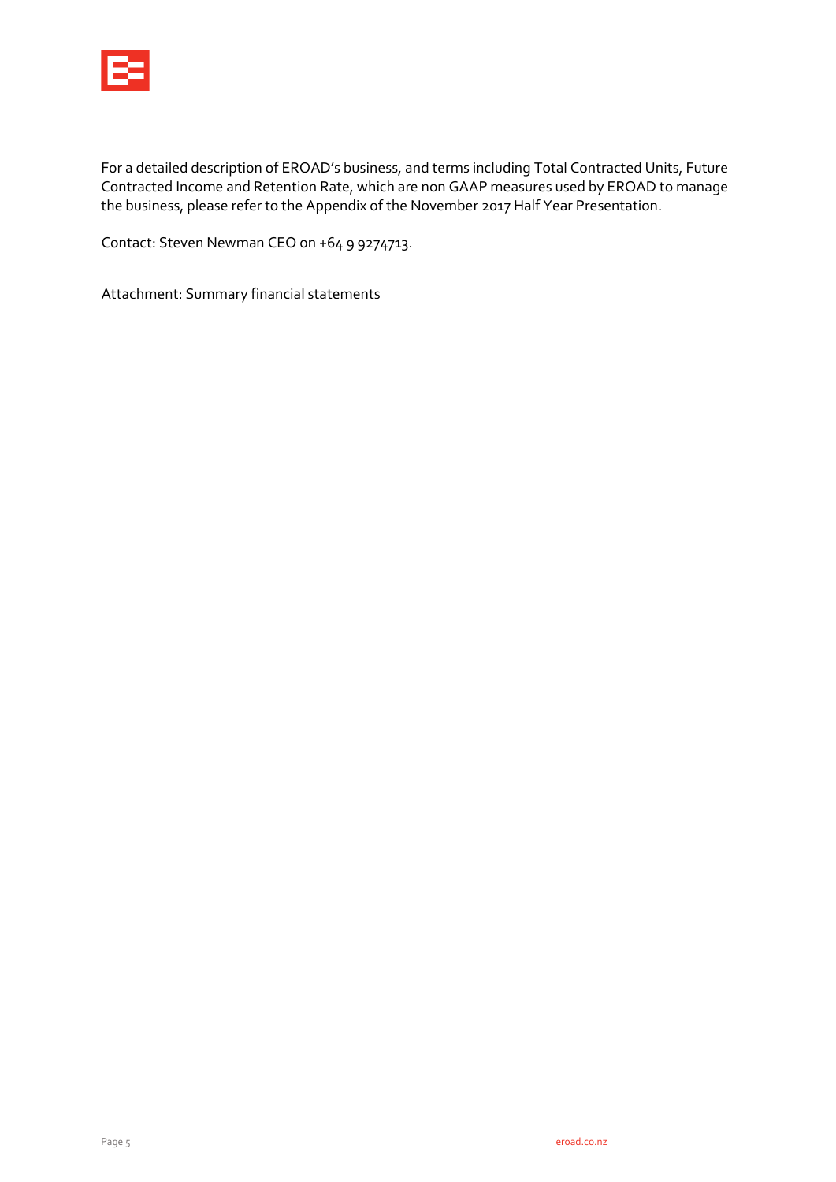For a detailed description of EROAD's business, and terms including Total Contracted Units, Future Contracted Income and Retention Rate, which are non GAAP measures used by EROAD to manage the business, please refer to the Appendix of the November 2017 Half Year Presentation.

Contact: Steven Newman CEO on +64 9 9274713.

Attachment: Summary financial statements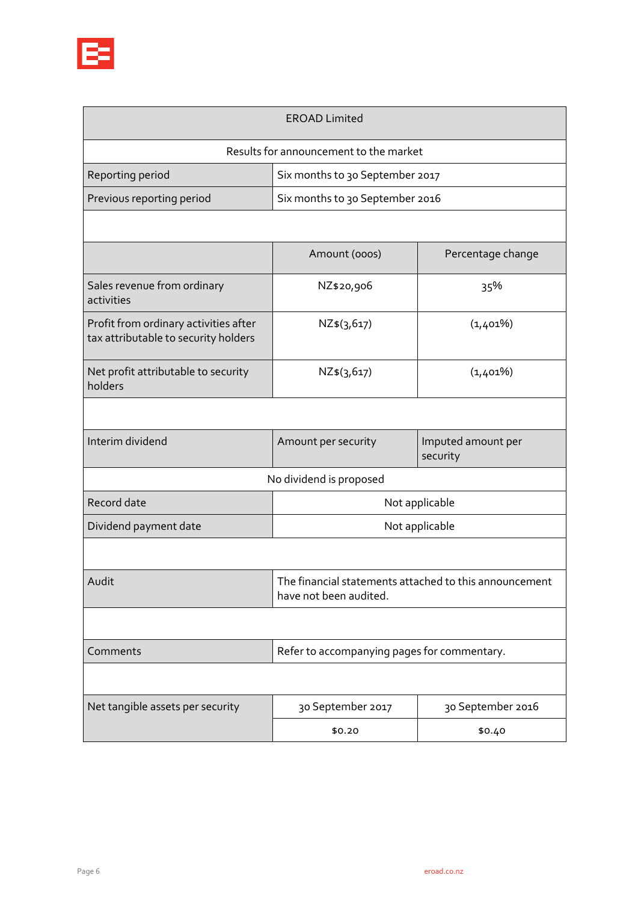| EROAD Limited | | |
|---|---|---|
| Results for announcement to the market | | |
| Reporting period | Six months to 30 September 2017 | |
| Previous reporting period | Six months to 30 September 2016 | |
| | | |
| | Amount (000s) | Percentage change |
| Sales revenue from ordinary activities | NZ$20,906 | 35% |
| Profit from ordinary activities after tax attributable to security holders | NZ$(3,617) | (1,401%) |
| Net profit attributable to security holders | NZ$(3,617) | (1,401%) |
| | | |
| Interim dividend | Amount per security | Imputed amount per security |
| No dividend is proposed | | |
| Record date | Not applicable | |
| Dividend payment date | Not applicable | |
| | | |
| Audit | The financial statements attached to this announcement have not been audited. | |
| | | |
| Comments | Refer to accompanying pages for commentary. | |
| | | |
| Net tangible assets per security | 30 September 2017 | 30 September 2016 |
| | $0.20 | $0.40 |